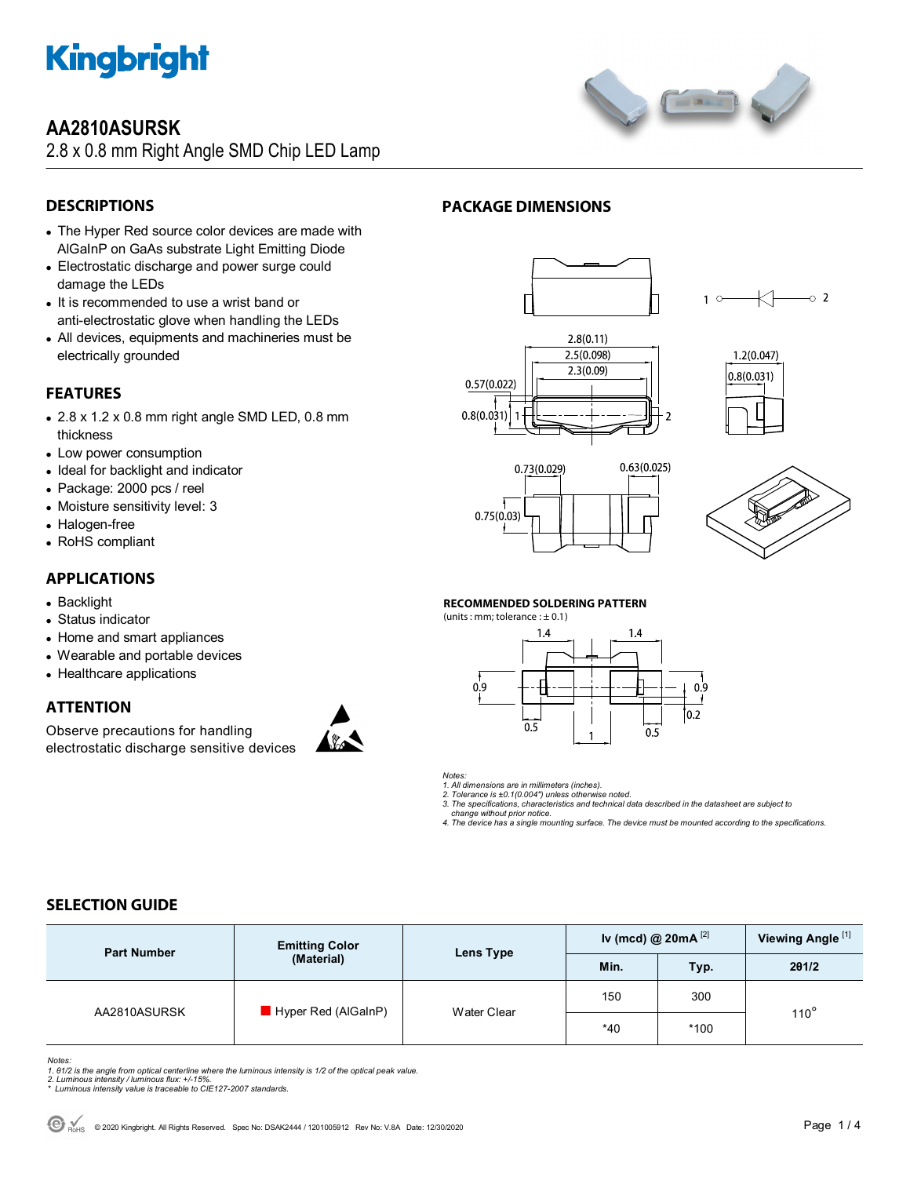# AA2810ASURSK

2.8 x 0.8 mm Right Angle SMD Chip LED Lamp

## DESCRIPTIONS

- The Hyper Red source color devices are made with AlGaInP on GaAs substrate Light Emitting Diode
- Electrostatic discharge and power surge could damage the LEDs
- It is recommended to use a wrist band or anti-electrostatic glove when handling the LEDs
- All devices, equipments and machineries must be electrically grounded

## FEATURES

- 2.8 x 1.2 x 0.8 mm right angle SMD LED, 0.8 mm thickness
- Low power consumption
- Ideal for backlight and indicator
- Package: 2000 pcs / reel
- Moisture sensitivity level: 3
- Halogen-free
- RoHS compliant

## APPLICATIONS

- Backlight
- Status indicator
- Home and smart appliances
- Wearable and portable devices
- Healthcare applications

## ATTENTION

Observe precautions for handling electrostatic discharge sensitive devices

## PACKAGE DIMENSIONS

### RECOMMENDED SOLDERING PATTERN

(units : mm; tolerance : ± 0.1)

*Notes:*
*1. All dimensions are in millimeters (inches).*
*2. Tolerance is ±0.1(0.004") unless otherwise noted.*
*3. The specifications, characteristics and technical data described in the datasheet are subject to change without prior notice.*
*4. The device has a single mounting surface. The device must be mounted according to the specifications.*

## SELECTION GUIDE

| Part Number | Emitting Color (Material) | Lens Type | Iv (mcd) @ 20mA [2] | | Viewing Angle [1] |
|---|---|---|---|---|---|
| | | | Min. | Typ. | 2θ1/2 |
| AA2810ASURSK | Hyper Red (AlGaInP) | Water Clear | 150 | 300 | 110° |
| | | | *40 | *100 | |

*Notes:*
*1. θ1/2 is the angle from optical centerline where the luminous intensity is 1/2 of the optical peak value.*
*2. Luminous intensity / luminous flux: +/-15%.*
*\* Luminous intensity value is traceable to CIE127-2007 standards.*

© 2020 Kingbright. All Rights Reserved. Spec No: DSAK2444 / 1201005912 Rev No: V.8A Date: 12/30/2020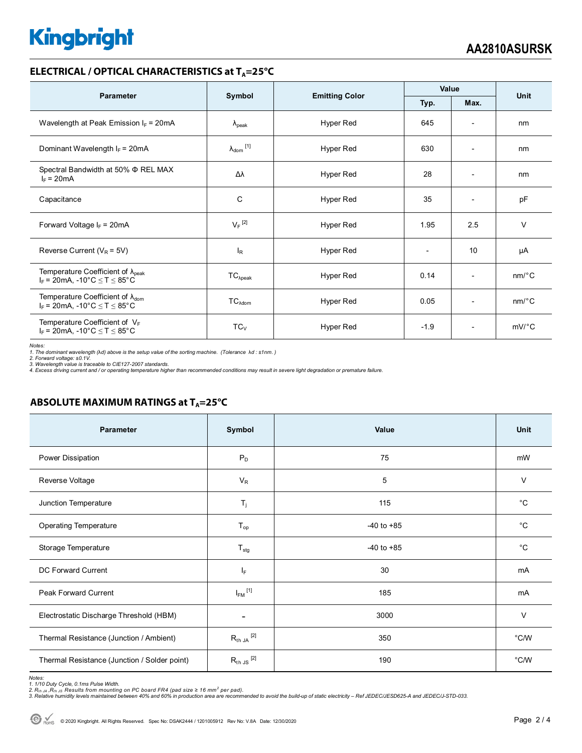## ELECTRICAL / OPTICAL CHARACTERISTICS at $T_A$=25°C

| Parameter | Symbol | Emitting Color | Value | | Unit |
|---|---|---|---|---|---|
| | | | Typ. | Max. | |
| Wavelength at Peak Emission $I_F$ = 20mA | $\lambda_{peak}$ | Hyper Red | 645 | - | nm |
| Dominant Wavelength $I_F$ = 20mA | $\lambda_{dom}$ [1] | Hyper Red | 630 | - | nm |
| Spectral Bandwidth at 50% Φ REL MAX $I_F$ = 20mA | Δλ | Hyper Red | 28 | - | nm |
| Capacitance | C | Hyper Red | 35 | - | pF |
| Forward Voltage $I_F$ = 20mA | $V_F$ [2] | Hyper Red | 1.95 | 2.5 | V |
| Reverse Current ($V_R$ = 5V) | $I_R$ | Hyper Red | - | 10 | μA |
| Temperature Coefficient of $\lambda_{peak}$ $I_F$ = 20mA, -10°C ≤ T ≤ 85°C | $TC_{\lambda peak}$ | Hyper Red | 0.14 | - | nm/°C |
| Temperature Coefficient of $\lambda_{dom}$ $I_F$ = 20mA, -10°C ≤ T ≤ 85°C | $TC_{\lambda dom}$ | Hyper Red | 0.05 | - | nm/°C |
| Temperature Coefficient of $V_F$ $I_F$ = 20mA, -10°C ≤ T ≤ 85°C | $TC_V$ | Hyper Red | -1.9 | - | mV/°C |

*Notes:*
*1. The dominant wavelength (λd) above is the setup value of the sorting machine. (Tolerance λd : ±1nm. )*
*2. Forward voltage: ±0.1V.*
*3. Wavelength value is traceable to CIE127-2007 standards.*
*4. Excess driving current and / or operating temperature higher than recommended conditions may result in severe light degradation or premature failure.*

## ABSOLUTE MAXIMUM RATINGS at $T_A$=25°C

| Parameter | Symbol | Value | Unit |
|---|---|---|---|
| Power Dissipation | $P_D$ | 75 | mW |
| Reverse Voltage | $V_R$ | 5 | V |
| Junction Temperature | $T_j$ | 115 | °C |
| Operating Temperature | $T_{op}$ | -40 to +85 | °C |
| Storage Temperature | $T_{stg}$ | -40 to +85 | °C |
| DC Forward Current | $I_F$ | 30 | mA |
| Peak Forward Current | $I_{FM}$ [1] | 185 | mA |
| Electrostatic Discharge Threshold (HBM) | - | 3000 | V |
| Thermal Resistance (Junction / Ambient) | $R_{th\ JA}$ [2] | 350 | °C/W |
| Thermal Resistance (Junction / Solder point) | $R_{th\ JS}$ [2] | 190 | °C/W |

*Notes:*
*1. 1/10 Duty Cycle, 0.1ms Pulse Width.*
*2. $R_{th\ JA}$ ,$R_{th\ JS}$ Results from mounting on PC board FR4 (pad size ≥ 16 $mm^2$ per pad).*
*3. Relative humidity levels maintained between 40% and 60% in production area are recommended to avoid the build-up of static electricity – Ref JEDEC/JESD625-A and JEDEC/J-STD-033.*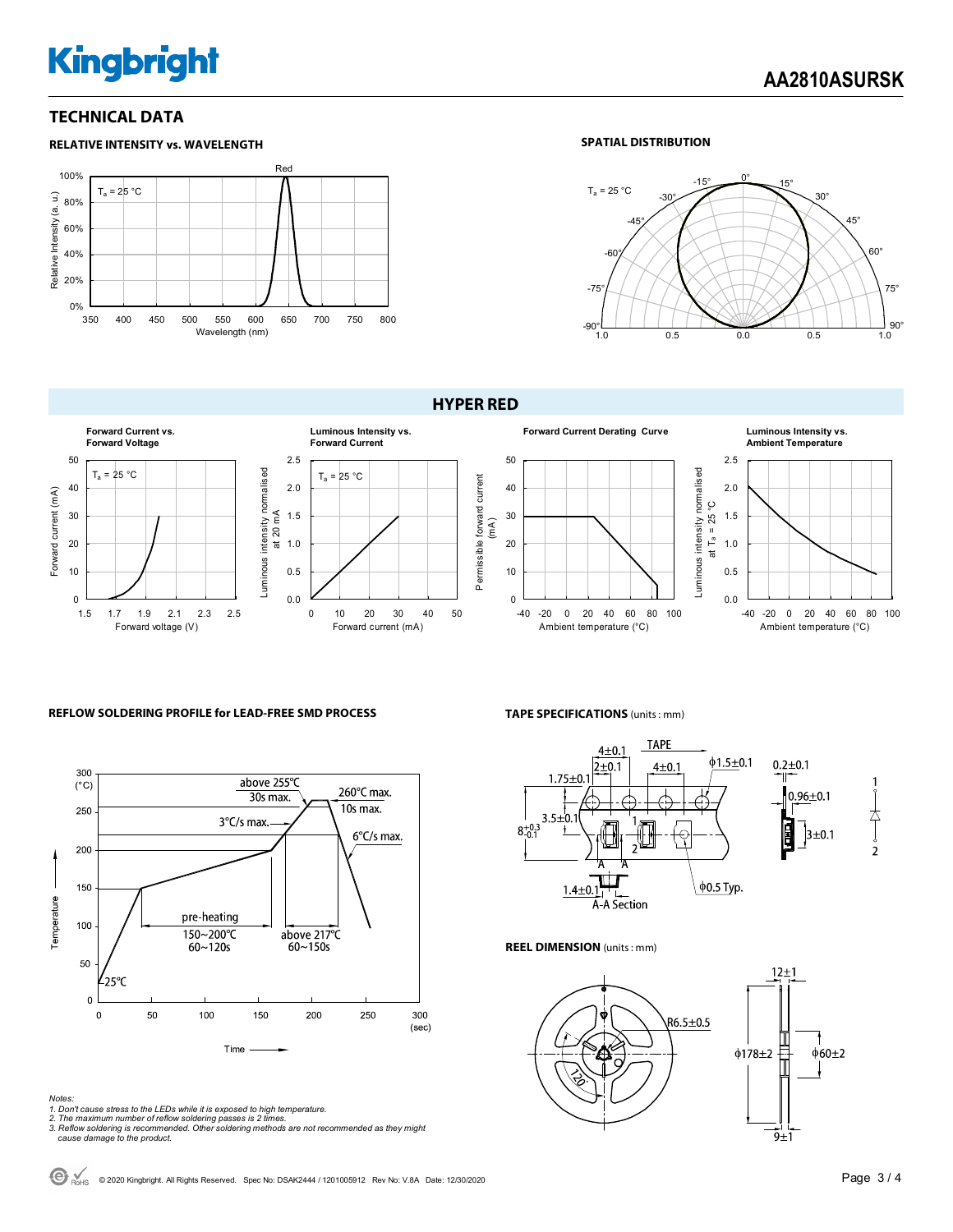## TECHNICAL DATA

### RELATIVE INTENSITY vs. WAVELENGTH

### SPATIAL DISTRIBUTION

## HYPER RED

**Forward Current vs. Forward Voltage**

**Luminous Intensity vs. Forward Current**

**Forward Current Derating Curve**

**Luminous Intensity vs. Ambient Temperature**

### REFLOW SOLDERING PROFILE for LEAD-FREE SMD PROCESS

### TAPE SPECIFICATIONS (units : mm)

### REEL DIMENSION (units : mm)

*Notes:*
*1. Don't cause stress to the LEDs while it is exposed to high temperature.*
*2. The maximum number of reflow soldering passes is 2 times.*
*3. Reflow soldering is recommended. Other soldering methods are not recommended as they might cause damage to the product.*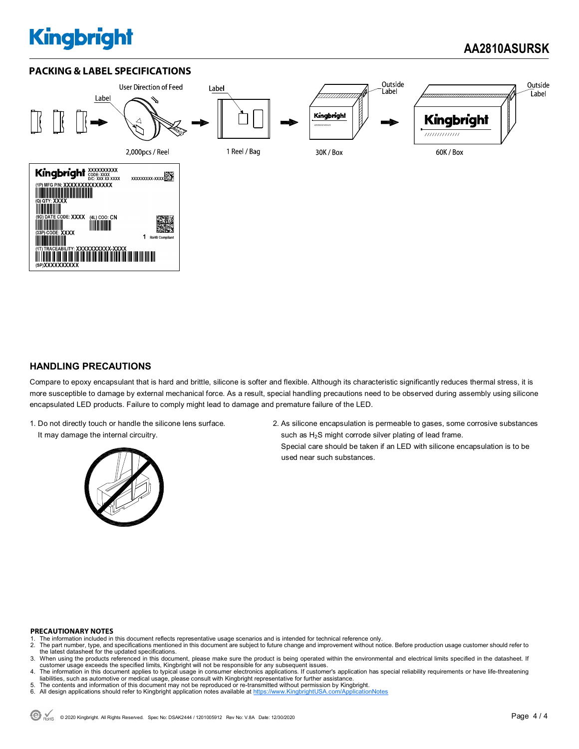## PACKING & LABEL SPECIFICATIONS

User Direction of Feed

Label

Label

Outside Label

Outside Label

2,000pcs / Reel

1 Reel / Bag

30K / Box

60K / Box

Kingbright XXXXXXXXXX CODE: XXXX D/C: XXX XX XXXX XXXXXXXXX-XXXX

(1P) MFG P/N: XXXXXXXXXXXXXX

(Q) QTY: XXXX

(9D) DATE CODE: XXXX (4L) COO: CN

(33P) CODE: XXXX

1 RoHS Compliant

(1T) TRACEABILITY: XXXXXXXXXX-XXXX

(SP)XXXXXXXXXX

## HANDLING PRECAUTIONS

Compare to epoxy encapsulant that is hard and brittle, silicone is softer and flexible. Although its characteristic significantly reduces thermal stress, it is more susceptible to damage by external mechanical force. As a result, special handling precautions need to be observed during assembly using silicone encapsulated LED products. Failure to comply might lead to damage and premature failure of the LED.

1. Do not directly touch or handle the silicone lens surface. It may damage the internal circuitry.
2. As silicone encapsulation is permeable to gases, some corrosive substances such as $H_2S$ might corrode silver plating of lead frame. Special care should be taken if an LED with silicone encapsulation is to be used near such substances.

### PRECAUTIONARY NOTES

1. The information included in this document reflects representative usage scenarios and is intended for technical reference only.
2. The part number, type, and specifications mentioned in this document are subject to future change and improvement without notice. Before production usage customer should refer to the latest datasheet for the updated specifications.
3. When using the products referenced in this document, please make sure the product is being operated within the environmental and electrical limits specified in the datasheet. If customer usage exceeds the specified limits, Kingbright will not be responsible for any subsequent issues.
4. The information in this document applies to typical usage in consumer electronics applications. If customer's application has special reliability requirements or have life-threatening liabilities, such as automotive or medical usage, please consult with Kingbright representative for further assistance.
5. The contents and information of this document may not be reproduced or re-transmitted without permission by Kingbright.
6. All design applications should refer to Kingbright application notes available at https://www.KingbrightUSA.com/ApplicationNotes

© 2020 Kingbright. All Rights Reserved. Spec No: DSAK2444 / 1201005912 Rev No: V.8A Date: 12/30/2020